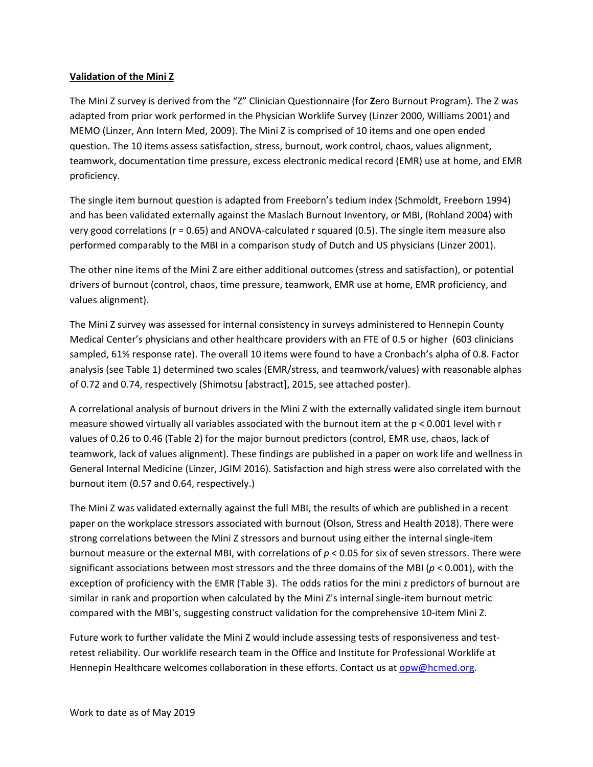**Validation of the Mini Z**

The Mini Z survey is derived from the "Z" Clinician Questionnaire (for **Z**ero Burnout Program). The Z was adapted from prior work performed in the Physician Worklife Survey (Linzer 2000, Williams 2001) and MEMO (Linzer, Ann Intern Med, 2009). The Mini Z is comprised of 10 items and one open ended question. The 10 items assess satisfaction, stress, burnout, work control, chaos, values alignment, teamwork, documentation time pressure, excess electronic medical record (EMR) use at home, and EMR proficiency.

The single item burnout question is adapted from Freeborn's tedium index (Schmoldt, Freeborn 1994) and has been validated externally against the Maslach Burnout Inventory, or MBI, (Rohland 2004) with very good correlations ($r = 0.65$) and ANOVA-calculated r squared (0.5). The single item measure also performed comparably to the MBI in a comparison study of Dutch and US physicians (Linzer 2001).

The other nine items of the Mini Z are either additional outcomes (stress and satisfaction), or potential drivers of burnout (control, chaos, time pressure, teamwork, EMR use at home, EMR proficiency, and values alignment).

The Mini Z survey was assessed for internal consistency in surveys administered to Hennepin County Medical Center's physicians and other healthcare providers with an FTE of 0.5 or higher (603 clinicians sampled, 61% response rate). The overall 10 items were found to have a Cronbach's alpha of 0.8. Factor analysis (see Table 1) determined two scales (EMR/stress, and teamwork/values) with reasonable alphas of 0.72 and 0.74, respectively (Shimotsu [abstract], 2015, see attached poster).

A correlational analysis of burnout drivers in the Mini Z with the externally validated single item burnout measure showed virtually all variables associated with the burnout item at the $p < 0.001$ level with r values of 0.26 to 0.46 (Table 2) for the major burnout predictors (control, EMR use, chaos, lack of teamwork, lack of values alignment). These findings are published in a paper on work life and wellness in General Internal Medicine (Linzer, JGIM 2016). Satisfaction and high stress were also correlated with the burnout item (0.57 and 0.64, respectively.)

The Mini Z was validated externally against the full MBI, the results of which are published in a recent paper on the workplace stressors associated with burnout (Olson, Stress and Health 2018). There were strong correlations between the Mini Z stressors and burnout using either the internal single-item burnout measure or the external MBI, with correlations of $p < 0.05$ for six of seven stressors. There were significant associations between most stressors and the three domains of the MBI ($p < 0.001$), with the exception of proficiency with the EMR (Table 3). The odds ratios for the mini z predictors of burnout are similar in rank and proportion when calculated by the Mini Z's internal single-item burnout metric compared with the MBI's, suggesting construct validation for the comprehensive 10-item Mini Z.

Future work to further validate the Mini Z would include assessing tests of responsiveness and test-retest reliability. Our worklife research team in the Office and Institute for Professional Worklife at Hennepin Healthcare welcomes collaboration in these efforts. Contact us at opw@hcmed.org.

Work to date as of May 2019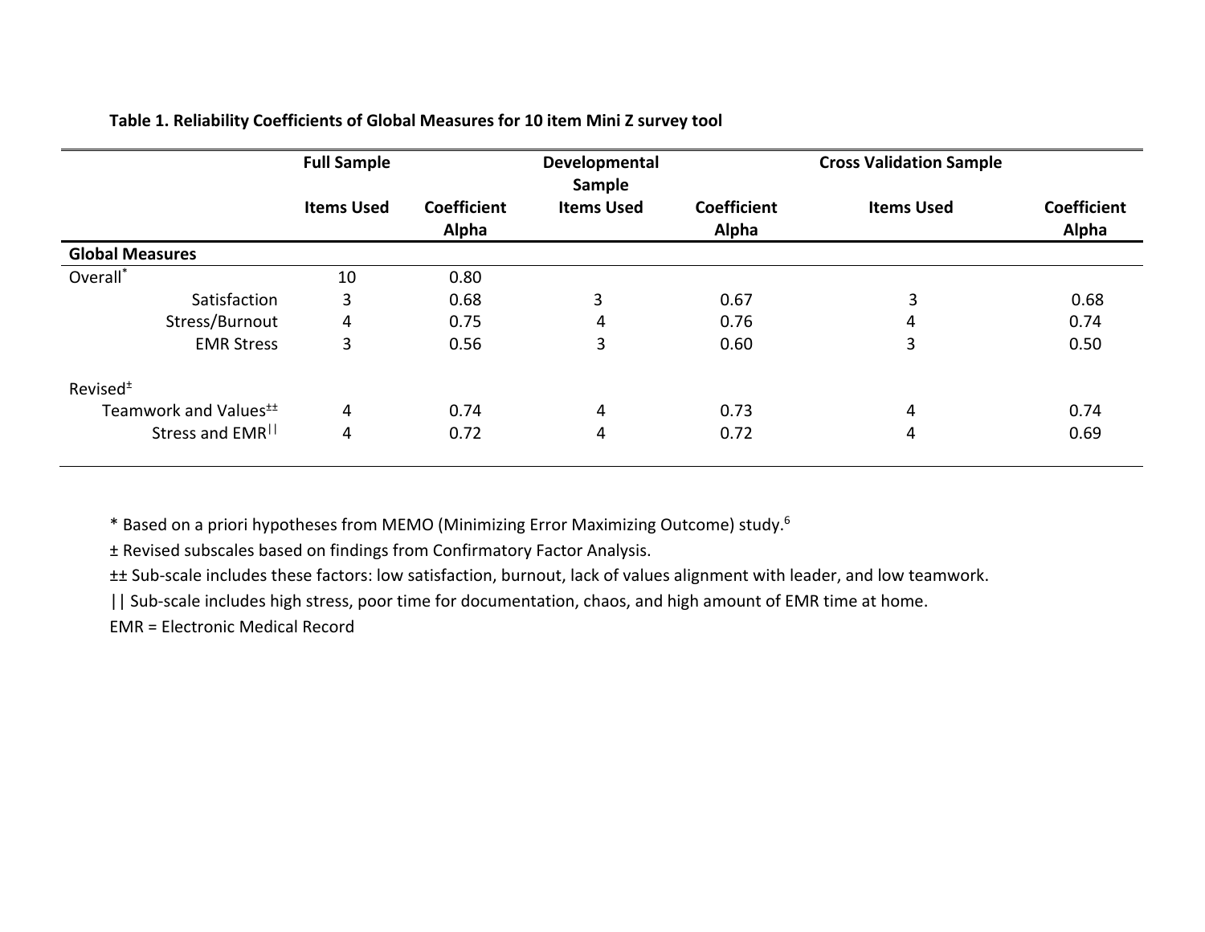**Table 1. Reliability Coefficients of Global Measures for 10 item Mini Z survey tool**

| | Full Sample | | Developmental Sample | | Cross Validation Sample | |
|---|---|---|---|---|---|---|
| | Items Used | Coefficient Alpha | Items Used | Coefficient Alpha | Items Used | Coefficient Alpha |
| **Global Measures** | | | | | | |
| Overall* | 10 | 0.80 | | | | |
| Satisfaction | 3 | 0.68 | 3 | 0.67 | 3 | 0.68 |
| Stress/Burnout | 4 | 0.75 | 4 | 0.76 | 4 | 0.74 |
| EMR Stress | 3 | 0.56 | 3 | 0.60 | 3 | 0.50 |
| Revised± | | | | | | |
| Teamwork and Values±± | 4 | 0.74 | 4 | 0.73 | 4 | 0.74 |
| Stress and EMR|| | 4 | 0.72 | 4 | 0.72 | 4 | 0.69 |

* Based on a priori hypotheses from MEMO (Minimizing Error Maximizing Outcome) study.[6]

± Revised subscales based on findings from Confirmatory Factor Analysis.

±± Sub-scale includes these factors: low satisfaction, burnout, lack of values alignment with leader, and low teamwork.

|| Sub-scale includes high stress, poor time for documentation, chaos, and high amount of EMR time at home.

EMR = Electronic Medical Record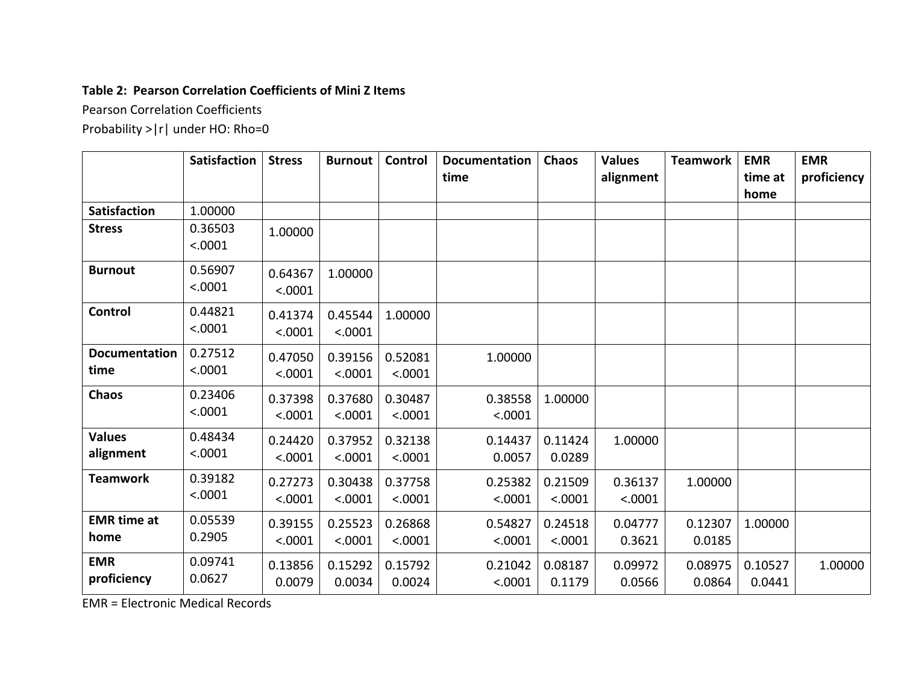**Table 2: Pearson Correlation Coefficients of Mini Z Items**

Pearson Correlation Coefficients

Probability >|r| under HO: Rho=0

| | Satisfaction | Stress | Burnout | Control | Documentation time | Chaos | Values alignment | Teamwork | EMR time at home | EMR proficiency |
|---|---|---|---|---|---|---|---|---|---|---|
| **Satisfaction** | 1.00000 | | | | | | | | | |
| **Stress** | 0.36503 <.0001 | 1.00000 | | | | | | | | |
| **Burnout** | 0.56907 <.0001 | 0.64367 <.0001 | 1.00000 | | | | | | | |
| **Control** | 0.44821 <.0001 | 0.41374 <.0001 | 0.45544 <.0001 | 1.00000 | | | | | | |
| **Documentation time** | 0.27512 <.0001 | 0.47050 <.0001 | 0.39156 <.0001 | 0.52081 <.0001 | 1.00000 | | | | | |
| **Chaos** | 0.23406 <.0001 | 0.37398 <.0001 | 0.37680 <.0001 | 0.30487 <.0001 | 0.38558 <.0001 | 1.00000 | | | | |
| **Values alignment** | 0.48434 <.0001 | 0.24420 <.0001 | 0.37952 <.0001 | 0.32138 <.0001 | 0.14437 0.0057 | 0.11424 0.0289 | 1.00000 | | | |
| **Teamwork** | 0.39182 <.0001 | 0.27273 <.0001 | 0.30438 <.0001 | 0.37758 <.0001 | 0.25382 <.0001 | 0.21509 <.0001 | 0.36137 <.0001 | 1.00000 | | |
| **EMR time at home** | 0.05539 0.2905 | 0.39155 <.0001 | 0.25523 <.0001 | 0.26868 <.0001 | 0.54827 <.0001 | 0.24518 <.0001 | 0.04777 0.3621 | 0.12307 0.0185 | 1.00000 | |
| **EMR proficiency** | 0.09741 0.0627 | 0.13856 0.0079 | 0.15292 0.0034 | 0.15792 0.0024 | 0.21042 <.0001 | 0.08187 0.1179 | 0.09972 0.0566 | 0.08975 0.0864 | 0.10527 0.0441 | 1.00000 |

EMR = Electronic Medical Records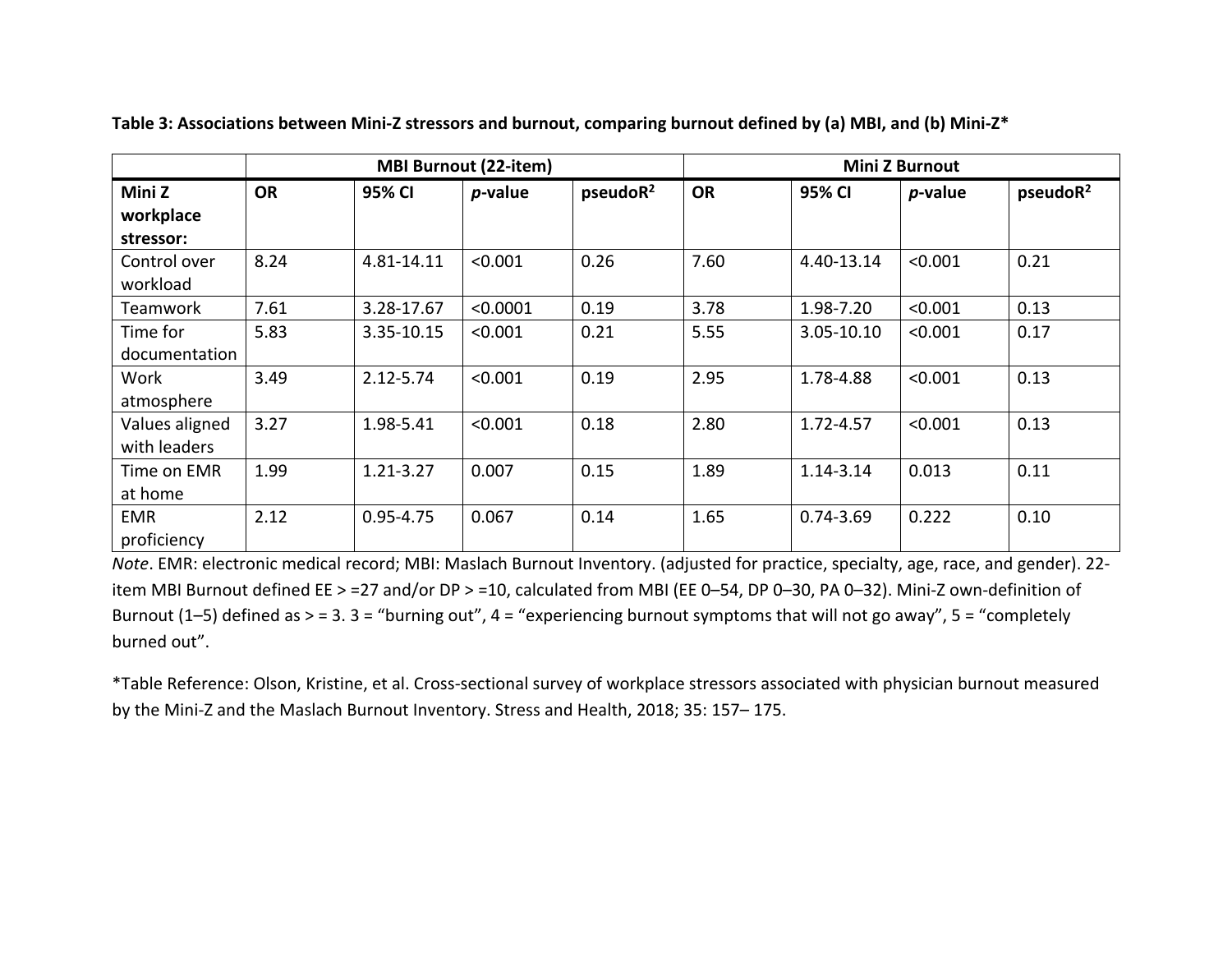**Table 3: Associations between Mini-Z stressors and burnout, comparing burnout defined by (a) MBI, and (b) Mini-Z***

| | MBI Burnout (22-item) | | | | Mini Z Burnout | | | |
|---|---|---|---|---|---|---|---|---|
| **Mini Z workplace stressor:** | **OR** | **95% CI** | ***p*-value** | **pseudo$R^2$** | **OR** | **95% CI** | ***p*-value** | **pseudo$R^2$** |
| Control over workload | 8.24 | 4.81-14.11 | <0.001 | 0.26 | 7.60 | 4.40-13.14 | <0.001 | 0.21 |
| Teamwork | 7.61 | 3.28-17.67 | <0.0001 | 0.19 | 3.78 | 1.98-7.20 | <0.001 | 0.13 |
| Time for documentation | 5.83 | 3.35-10.15 | <0.001 | 0.21 | 5.55 | 3.05-10.10 | <0.001 | 0.17 |
| Work atmosphere | 3.49 | 2.12-5.74 | <0.001 | 0.19 | 2.95 | 1.78-4.88 | <0.001 | 0.13 |
| Values aligned with leaders | 3.27 | 1.98-5.41 | <0.001 | 0.18 | 2.80 | 1.72-4.57 | <0.001 | 0.13 |
| Time on EMR at home | 1.99 | 1.21-3.27 | 0.007 | 0.15 | 1.89 | 1.14-3.14 | 0.013 | 0.11 |
| EMR proficiency | 2.12 | 0.95-4.75 | 0.067 | 0.14 | 1.65 | 0.74-3.69 | 0.222 | 0.10 |

*Note*. EMR: electronic medical record; MBI: Maslach Burnout Inventory. (adjusted for practice, specialty, age, race, and gender). 22-item MBI Burnout defined EE > =27 and/or DP > =10, calculated from MBI (EE 0–54, DP 0–30, PA 0–32). Mini-Z own-definition of Burnout (1–5) defined as > = 3. 3 = "burning out", 4 = "experiencing burnout symptoms that will not go away", 5 = "completely burned out".

*Table Reference: Olson, Kristine, et al. Cross-sectional survey of workplace stressors associated with physician burnout measured by the Mini-Z and the Maslach Burnout Inventory. Stress and Health, 2018; 35: 157– 175.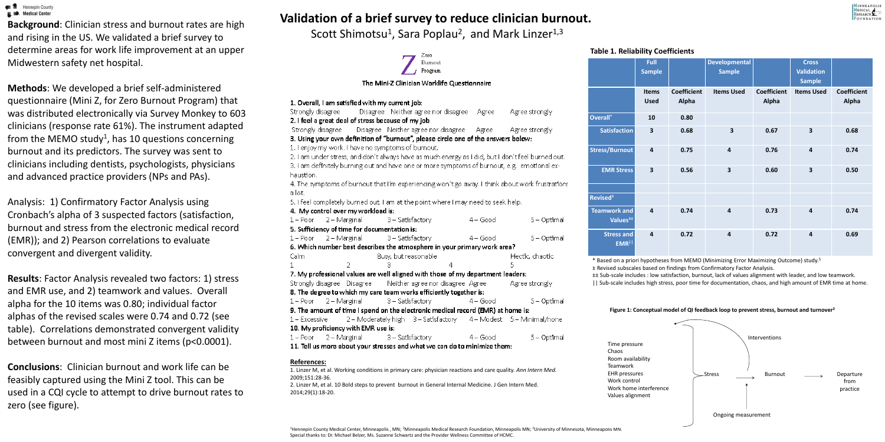# Validation of a brief survey to reduce clinician burnout.

Scott Shimotsu[1], Sara Poplau[2], and Mark Linzer[1,3]

**Background**: Clinician stress and burnout rates are high and rising in the US. We validated a brief survey to determine areas for work life improvement at an upper Midwestern safety net hospital.

**Methods**: We developed a brief self-administered questionnaire (Mini Z, for Zero Burnout Program) that was distributed electronically via Survey Monkey to 603 clinicians (response rate 61%). The instrument adapted from the MEMO study[1], has 10 questions concerning burnout and its predictors. The survey was sent to clinicians including dentists, psychologists, physicians and advanced practice providers (NPs and PAs).

Analysis: 1) Confirmatory Factor Analysis using Cronbach's alpha of 3 suspected factors (satisfaction, burnout and stress from the electronic medical record (EMR)); and 2) Pearson correlations to evaluate convergent and divergent validity.

**Results**: Factor Analysis revealed two factors: 1) stress and EMR use, and 2) teamwork and values. Overall alpha for the 10 items was 0.80; individual factor alphas of the revised scales were 0.74 and 0.72 (see table). Correlations demonstrated convergent validity between burnout and most mini Z items ($p<0.0001$).

**Conclusions**: Clinician burnout and work life can be feasibly captured using the Mini Z tool. This can be used in a CQI cycle to attempt to drive burnout rates to zero (see figure).

Zero Burnout Program

## The Mini-Z Clinician Worklife Questionnaire

**1. Overall, I am satisfied with my current job:**
Strongly disagree — Disagree — Neither agree nor disagree — Agree — Agree strongly

**2. I feel a great deal of stress because of my job**
Strongly disagree — Disagree — Neither agree nor disagree — Agree — Agree strongly

**3. Using your own definition of "burnout", please circle one of the answers below:**
1. I enjoy my work. I have no symptoms of burnout.
2. I am under stress, and don't always have as much energy as I did, but I don't feel burned out.
3. I am definitely burning out and have one or more symptoms of burnout, e.g. emotional exhaustion.
4. The symptoms of burnout that I'm experiencing won't go away. I think about work frustrations a lot.
5. I feel completely burned out. I am at the point where I may need to seek help.

**4. My control over my workload is:**
1 – Poor — 2 – Marginal — 3 – Satisfactory — 4 – Good — 5 – Optimal

**5. Sufficiency of time for documentation is:**
1 – Poor — 2 – Marginal — 3 – Satisfactory — 4 – Good — 5 – Optimal

**6. Which number best describes the atmosphere in your primary work area?**
Calm (1) — 2 — Busy, but reasonable (3) — 4 — Hectic, chaotic (5)

**7. My professional values are well aligned with those of my department leaders:**
Strongly disagree — Disagree — Neither agree nor disagree — Agree — Agree strongly

**8. The degree to which my care team works efficiently together is:**
1 – Poor — 2 – Marginal — 3 – Satisfactory — 4 – Good — 5 – Optimal

**9. The amount of time I spend on the electronic medical record (EMR) at home is:**
1 – Excessive — 2 – Moderately high — 3 – Satisfactory — 4 – Modest — 5 – Minimal/none

**10. My proficiency with EMR use is:**
1 – Poor — 2 – Marginal — 3 – Satisfactory — 4 – Good — 5 – Optimal

**11. Tell us more about your stresses and what we can do to minimize them:**

### References:

1. Linzer M, et al. Working conditions in primary care: physician reactions and care quality. *Ann Intern Med.* 2009;151:28-36.
2. Linzer M, et al. 10 Bold steps to prevent burnout in General Internal Medicine. J Gen Intern Med. 2014;29(1):18-20.

**Table 1. Reliability Coefficients**

| | Full Sample | | Developmental Sample | | Cross Validation Sample | |
|---|---|---|---|---|---|---|
| | Items Used | Coefficient Alpha | Items Used | Coefficient Alpha | Items Used | Coefficient Alpha |
| Overall* | 10 | 0.80 | | | | |
| Satisfaction | 3 | 0.68 | 3 | 0.67 | 3 | 0.68 |
| Stress/Burnout | 4 | 0.75 | 4 | 0.76 | 4 | 0.74 |
| EMR Stress | 3 | 0.56 | 3 | 0.60 | 3 | 0.50 |
| Revised± | | | | | | |
| Teamwork and Values±± | 4 | 0.74 | 4 | 0.73 | 4 | 0.74 |
| Stress and EMR‖ | 4 | 0.72 | 4 | 0.72 | 4 | 0.69 |

\* Based on a priori hypotheses from MEMO (Minimizing Error Maximizing Outcome) study.[5]
± Revised subscales based on findings from Confirmatory Factor Analysis.
±± Sub-scale includes : low satisfaction, burnout, lack of values alignment with leader, and low teamwork.
‖ Sub-scale includes high stress, poor time for documentation, chaos, and high amount of EMR time at home.

**Figure 1: Conceptual model of QI feedback loop to prevent stress, burnout and turnover[2]**

Time pressure, Chaos, Room availability, Teamwork, EHR pressures, Work control, Work home interference, Values alignment → Stress → Burnout → Departure from practice; Interventions; Ongoing measurement

[1]Hennepin County Medical Center, Minneapolis, MN; [2]Minneapolis Medical Research Foundation, Minneapolis MN; [3]University of Minnesota, Minneapolis MN.
Special thanks to: Dr. Michael Belzer, Ms. Suzanne Schwartz and the Provider Wellness Committee of HCMC.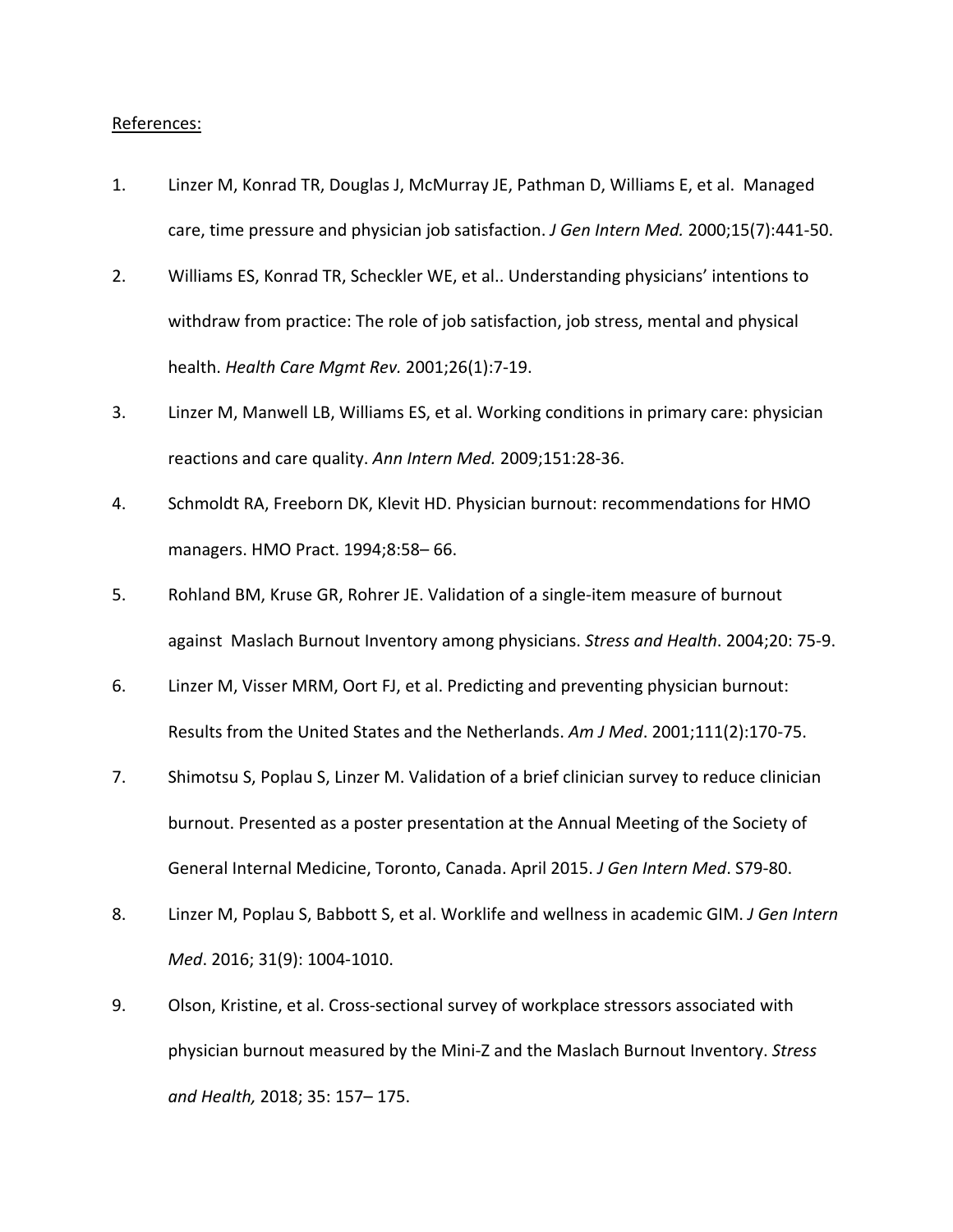References:

1. Linzer M, Konrad TR, Douglas J, McMurray JE, Pathman D, Williams E, et al. Managed care, time pressure and physician job satisfaction. *J Gen Intern Med.* 2000;15(7):441-50.
2. Williams ES, Konrad TR, Scheckler WE, et al.. Understanding physicians' intentions to withdraw from practice: The role of job satisfaction, job stress, mental and physical health. *Health Care Mgmt Rev.* 2001;26(1):7-19.
3. Linzer M, Manwell LB, Williams ES, et al. Working conditions in primary care: physician reactions and care quality. *Ann Intern Med.* 2009;151:28-36.
4. Schmoldt RA, Freeborn DK, Klevit HD. Physician burnout: recommendations for HMO managers. HMO Pract. 1994;8:58– 66.
5. Rohland BM, Kruse GR, Rohrer JE. Validation of a single-item measure of burnout against Maslach Burnout Inventory among physicians. *Stress and Health*. 2004;20: 75-9.
6. Linzer M, Visser MRM, Oort FJ, et al. Predicting and preventing physician burnout: Results from the United States and the Netherlands. *Am J Med*. 2001;111(2):170-75.
7. Shimotsu S, Poplau S, Linzer M. Validation of a brief clinician survey to reduce clinician burnout. Presented as a poster presentation at the Annual Meeting of the Society of General Internal Medicine, Toronto, Canada. April 2015. *J Gen Intern Med*. S79-80.
8. Linzer M, Poplau S, Babbott S, et al. Worklife and wellness in academic GIM. *J Gen Intern Med*. 2016; 31(9): 1004-1010.
9. Olson, Kristine, et al. Cross-sectional survey of workplace stressors associated with physician burnout measured by the Mini-Z and the Maslach Burnout Inventory. *Stress and Health,* 2018; 35: 157– 175.